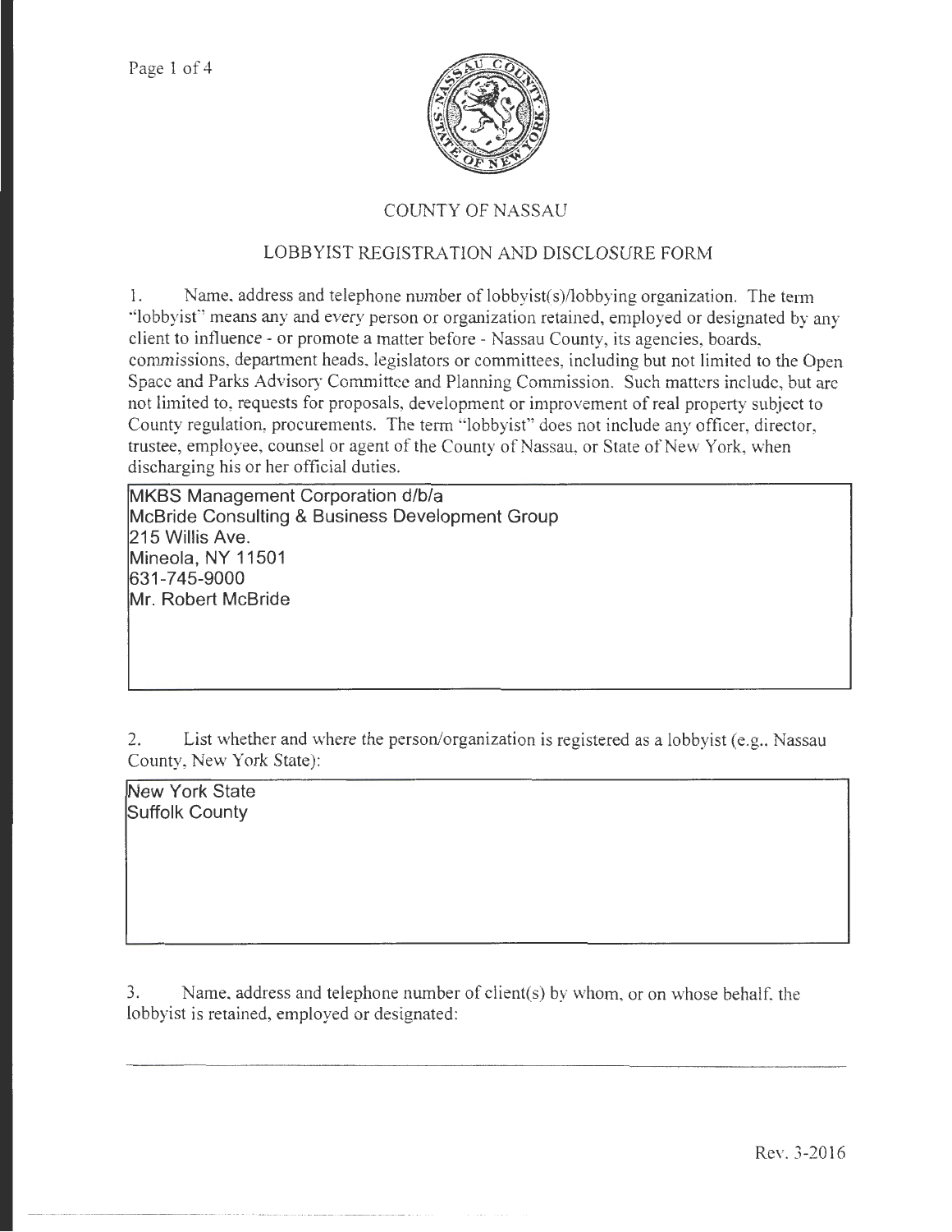# COUNTY OF NASSAU

## LOBBYIST REGISTRATION AND DISCLOSURE FORM

1. Name, address and telephone number of lobbyist(s)/lobbying organization. The term "lobbyist" means any and every person or organization retained, employed or designated by any client to influence - or promote a matter before - Nassau County, its agencies, boards, commissions, department heads, legislators or committees, including but not limited to the Open Space and Parks Advisory Committee and Planning Commission. Such matters include, but are not limited to, requests for proposals, development or improvement of real property subject to County regulation, procurements. The term "lobbyist" does not include any officer, director, trustee, employee, counsel or agent of the County of Nassau, or State of New York, when discharging his or her official duties.

MKBS Management Corporation d/b/a
McBride Consulting & Business Development Group
215 Willis Ave.
Mineola, NY 11501
631-745-9000
Mr. Robert McBride

2. List whether and where the person/organization is registered as a lobbyist (e.g., Nassau County, New York State):

New York State
Suffolk County

3. Name, address and telephone number of client(s) by whom, or on whose behalf, the lobbyist is retained, employed or designated:

Rev. 3-2016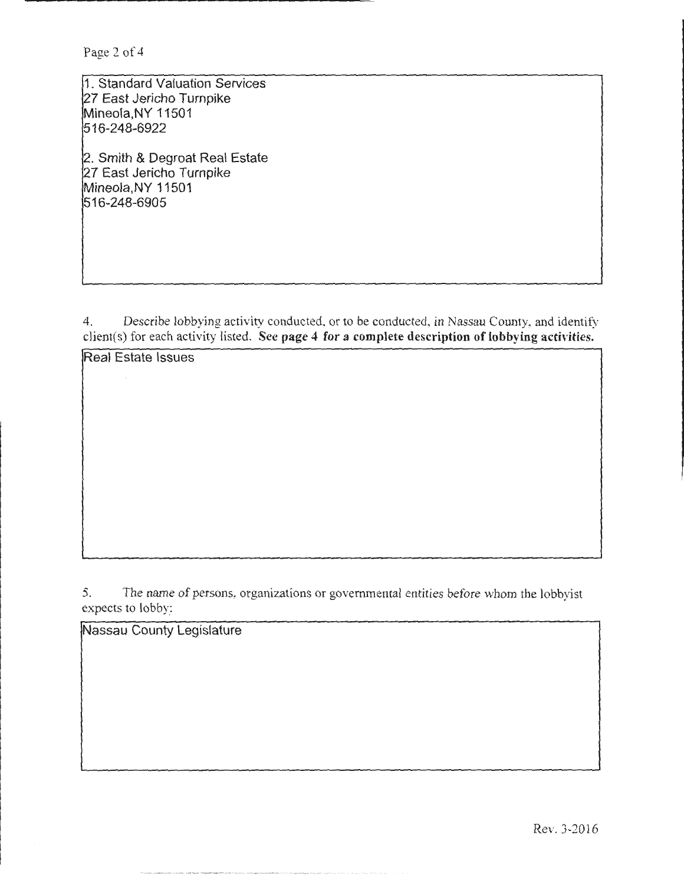1. Standard Valuation Services
27 East Jericho Turnpike
Mineola,NY 11501
516-248-6922

2. Smith & Degroat Real Estate
27 East Jericho Turnpike
Mineola,NY 11501
516-248-6905

4. Describe lobbying activity conducted, or to be conducted, in Nassau County, and identify client(s) for each activity listed. **See page 4 for a complete description of lobbying activities.**

Real Estate Issues

5. The name of persons, organizations or governmental entities before whom the lobbyist expects to lobby:

Nassau County Legislature

Rev. 3-2016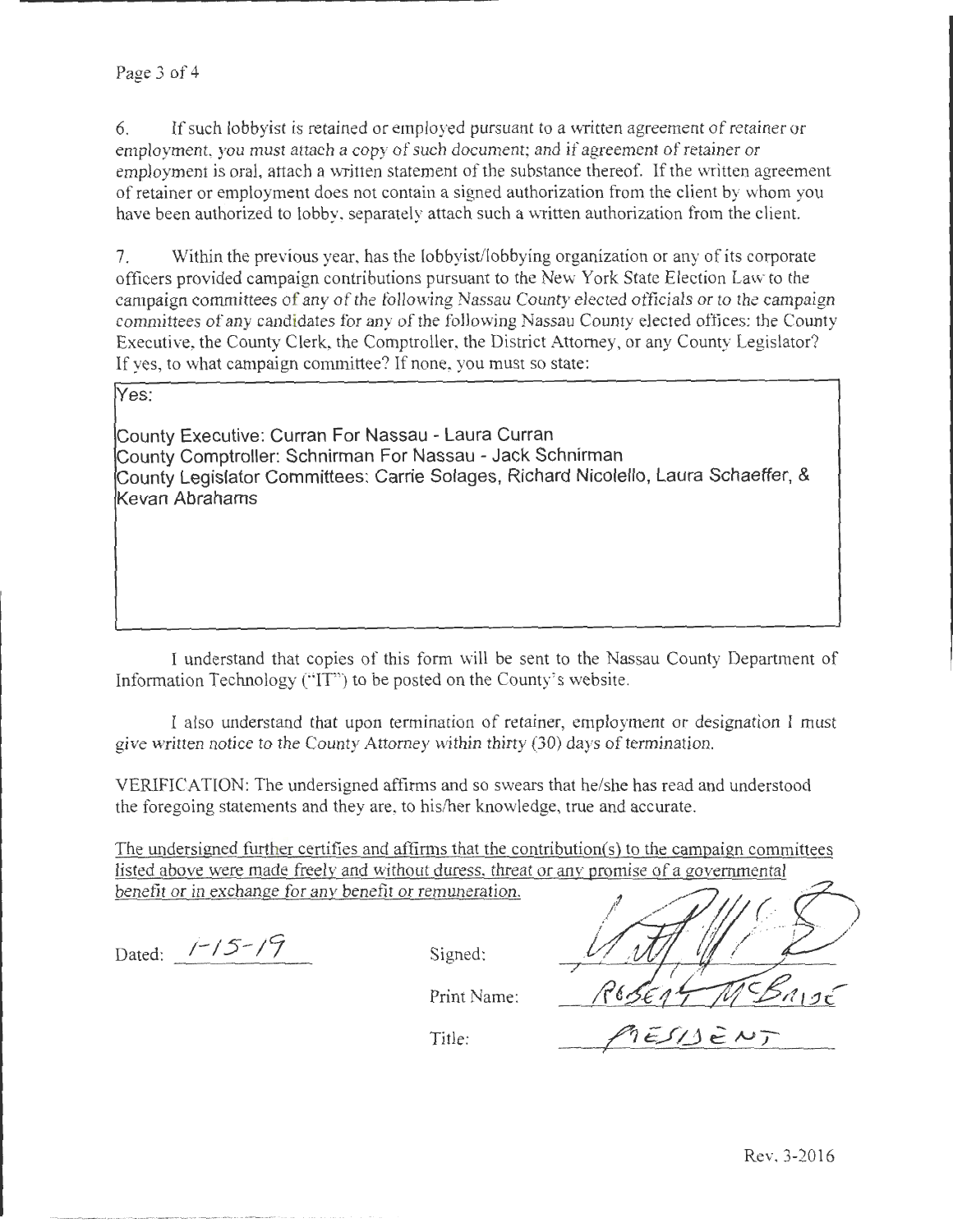6. If such lobbyist is retained or employed pursuant to a written agreement of retainer or employment, you must attach a copy of such document; and if agreement of retainer or employment is oral, attach a written statement of the substance thereof. If the written agreement of retainer or employment does not contain a signed authorization from the client by whom you have been authorized to lobby, separately attach such a written authorization from the client.

7. Within the previous year, has the lobbyist/lobbying organization or any of its corporate officers provided campaign contributions pursuant to the New York State Election Law to the campaign committees of any of the following Nassau County elected officials or to the campaign committees of any candidates for any of the following Nassau County elected offices: the County Executive, the County Clerk, the Comptroller, the District Attorney, or any County Legislator? If yes, to what campaign committee? If none, you must so state:

Yes:

County Executive: Curran For Nassau - Laura Curran
County Comptroller: Schnirman For Nassau - Jack Schnirman
County Legislator Committees: Carrie Solages, Richard Nicolello, Laura Schaeffer, & Kevan Abrahams

I understand that copies of this form will be sent to the Nassau County Department of Information Technology ("IT") to be posted on the County's website.

I also understand that upon termination of retainer, employment or designation I must give written notice to the County Attorney within thirty (30) days of termination.

VERIFICATION: The undersigned affirms and so swears that he/she has read and understood the foregoing statements and they are, to his/her knowledge, true and accurate.

The undersigned further certifies and affirms that the contribution(s) to the campaign committees listed above were made freely and without duress, threat or any promise of a governmental benefit or in exchange for any benefit or remuneration.

Dated: 1-15-19

Signed: [signature]

Print Name: ROBERT MCBRIDE

Title: PRESIDENT

Rev. 3-2016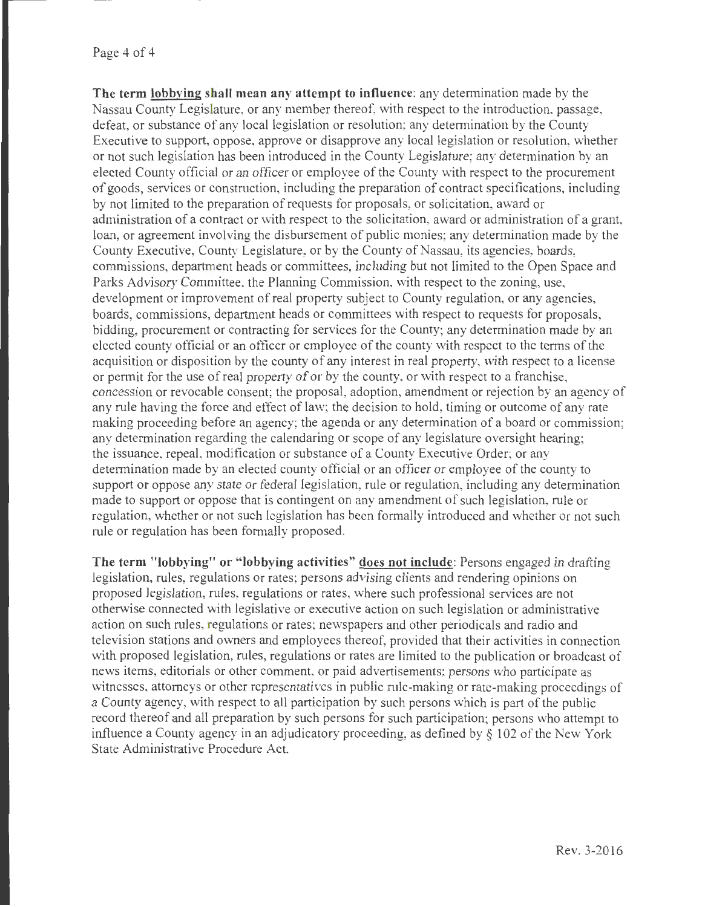**The term <u>lobbying</u> shall mean any attempt to influence**: any determination made by the Nassau County Legislature, or any member thereof, with respect to the introduction, passage, defeat, or substance of any local legislation or resolution; any determination by the County Executive to support, oppose, approve or disapprove any local legislation or resolution, whether or not such legislation has been introduced in the County Legislature; any determination by an elected County official or an officer or employee of the County with respect to the procurement of goods, services or construction, including the preparation of contract specifications, including by not limited to the preparation of requests for proposals, or solicitation, award or administration of a contract or with respect to the solicitation, award or administration of a grant, loan, or agreement involving the disbursement of public monies; any determination made by the County Executive, County Legislature, or by the County of Nassau, its agencies, boards, commissions, department heads or committees, including but not limited to the Open Space and Parks Advisory Committee, the Planning Commission, with respect to the zoning, use, development or improvement of real property subject to County regulation, or any agencies, boards, commissions, department heads or committees with respect to requests for proposals, bidding, procurement or contracting for services for the County; any determination made by an elected county official or an officer or employee of the county with respect to the terms of the acquisition or disposition by the county of any interest in real property, with respect to a license or permit for the use of real property of or by the county, or with respect to a franchise, concession or revocable consent; the proposal, adoption, amendment or rejection by an agency of any rule having the force and effect of law; the decision to hold, timing or outcome of any rate making proceeding before an agency; the agenda or any determination of a board or commission; any determination regarding the calendaring or scope of any legislature oversight hearing; the issuance, repeal, modification or substance of a County Executive Order; or any determination made by an elected county official or an officer or employee of the county to support or oppose any state or federal legislation, rule or regulation, including any determination made to support or oppose that is contingent on any amendment of such legislation, rule or regulation, whether or not such legislation has been formally introduced and whether or not such rule or regulation has been formally proposed.

**The term "lobbying" or "lobbying activities" <u>does not include</u>**: Persons engaged in drafting legislation, rules, regulations or rates; persons advising clients and rendering opinions on proposed legislation, rules, regulations or rates, where such professional services are not otherwise connected with legislative or executive action on such legislation or administrative action on such rules, regulations or rates; newspapers and other periodicals and radio and television stations and owners and employees thereof, provided that their activities in connection with proposed legislation, rules, regulations or rates are limited to the publication or broadcast of news items, editorials or other comment, or paid advertisements; persons who participate as witnesses, attorneys or other representatives in public rule-making or rate-making proceedings of a County agency, with respect to all participation by such persons which is part of the public record thereof and all preparation by such persons for such participation; persons who attempt to influence a County agency in an adjudicatory proceeding, as defined by § 102 of the New York State Administrative Procedure Act.

Rev. 3-2016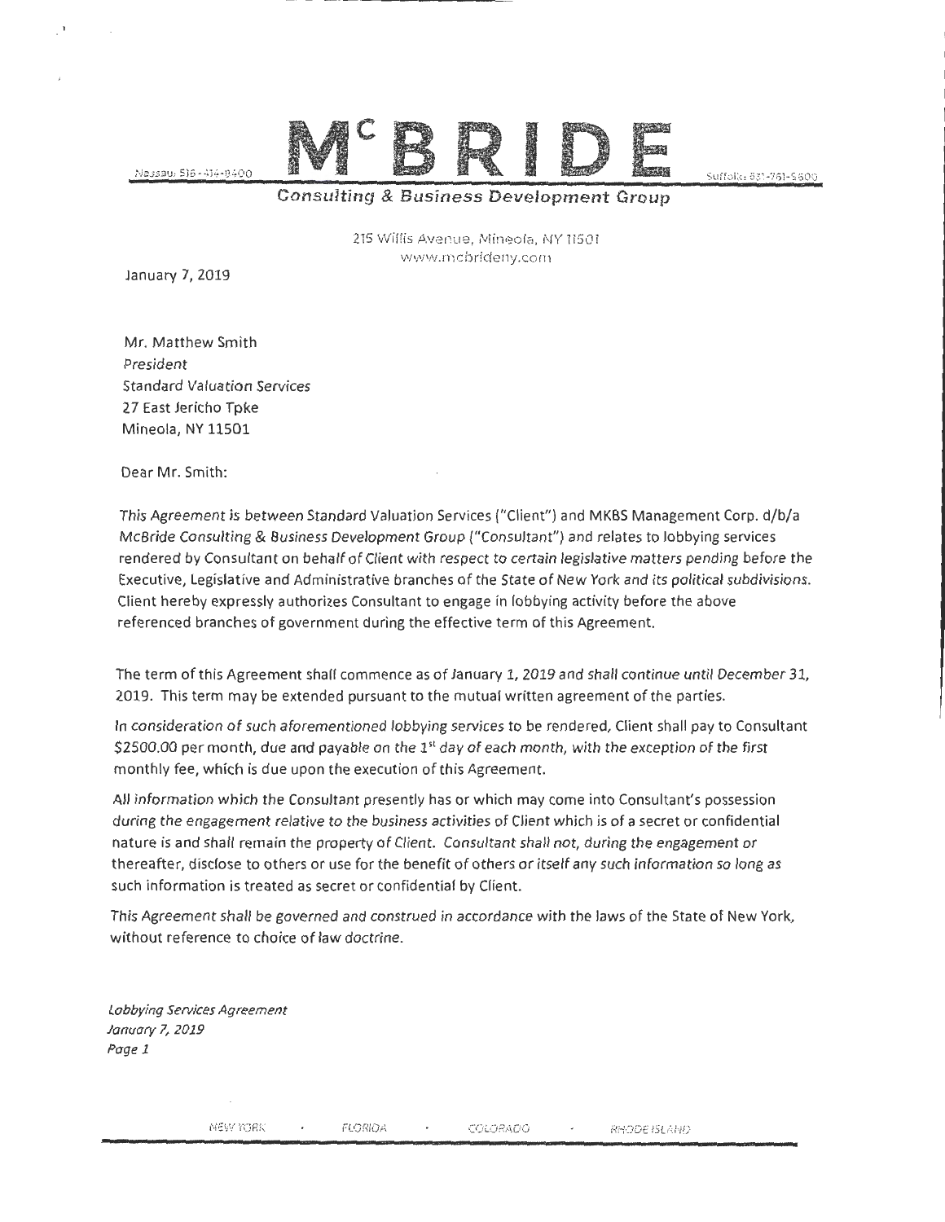Nassau: 516-414-9400 **McBRIDE** Suffolk: 631-761-5600

**Consulting & Business Development Group**

215 Willis Avenue, Mineola, NY 11501
www.mcbrideny.com

January 7, 2019

Mr. Matthew Smith
President
Standard Valuation Services
27 East Jericho Tpke
Mineola, NY 11501

Dear Mr. Smith:

This Agreement is between Standard Valuation Services ("Client") and MKBS Management Corp. d/b/a McBride Consulting & Business Development Group ("Consultant") and relates to lobbying services rendered by Consultant on behalf of Client with respect to certain legislative matters pending before the Executive, Legislative and Administrative branches of the State of New York and its political subdivisions. Client hereby expressly authorizes Consultant to engage in lobbying activity before the above referenced branches of government during the effective term of this Agreement.

The term of this Agreement shall commence as of January 1, 2019 and shall continue until December 31, 2019. This term may be extended pursuant to the mutual written agreement of the parties.

In consideration of such aforementioned lobbying services to be rendered, Client shall pay to Consultant $2500.00 per month, due and payable on the 1st day of each month, with the exception of the first monthly fee, which is due upon the execution of this Agreement.

All information which the Consultant presently has or which may come into Consultant's possession during the engagement relative to the business activities of Client which is of a secret or confidential nature is and shall remain the property of Client. Consultant shall not, during the engagement or thereafter, disclose to others or use for the benefit of others or itself any such information so long as such information is treated as secret or confidential by Client.

This Agreement shall be governed and construed in accordance with the laws of the State of New York, without reference to choice of law doctrine.

*Lobbying Services Agreement*
*January 7, 2019*
*Page 1*

NEW YORK • FLORIDA • COLORADO • RHODE ISLAND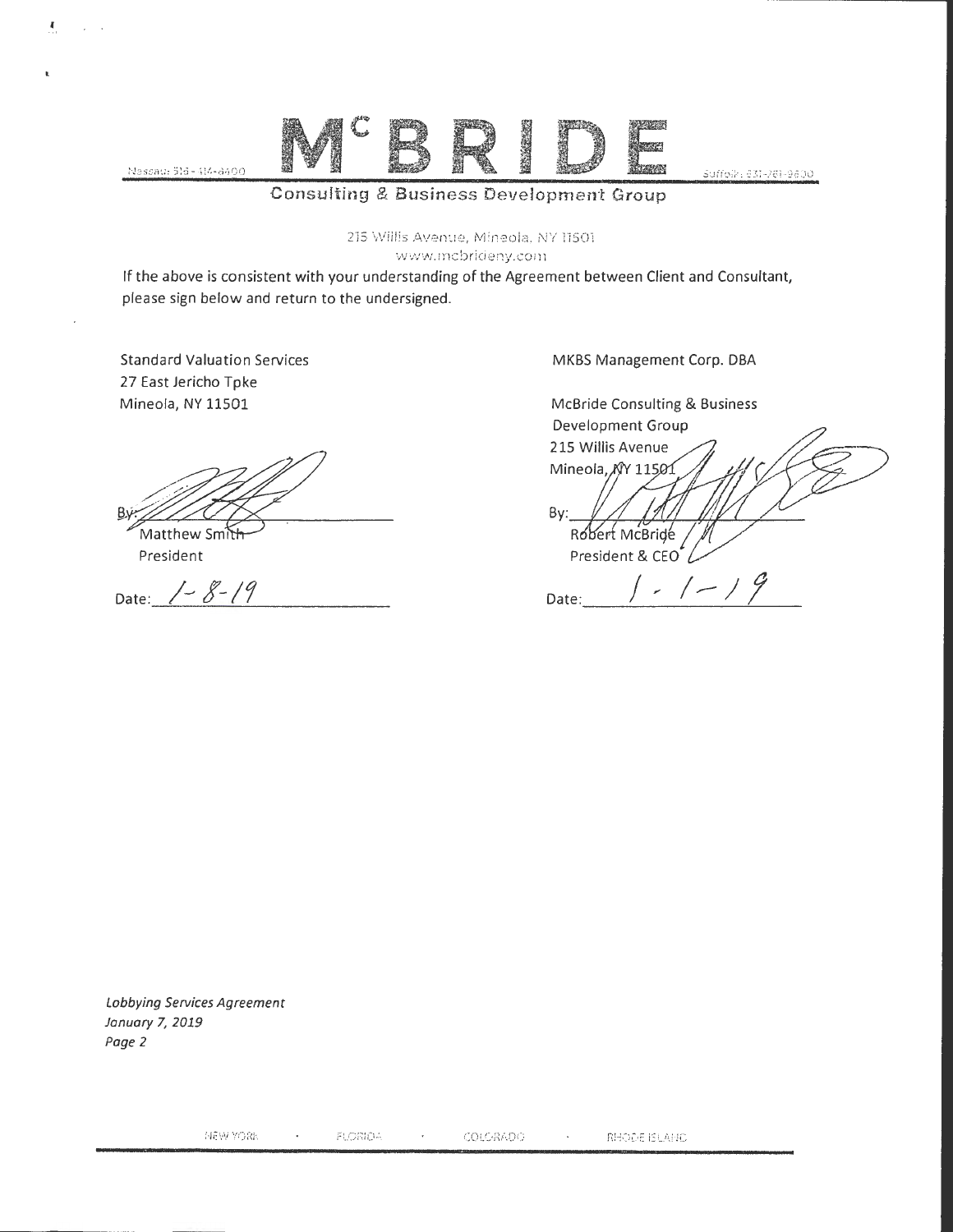# McBRIDE

Nassau: 516-414-8400 | Suffolk: 631-761-9630

## Consulting & Business Development Group

215 Willis Avenue, Mineola, NY 11501
www.mcbrideny.com

If the above is consistent with your understanding of the Agreement between Client and Consultant, please sign below and return to the undersigned.

Standard Valuation Services
27 East Jericho Tpke
Mineola, NY 11501

By: ______________________
Matthew Smith
President

Date: 1-8-19

MKBS Management Corp. DBA

McBride Consulting & Business Development Group
215 Willis Avenue
Mineola, NY 11501

By: ______________________
Robert McBride
President & CEO

Date: 1-1-19

*Lobbying Services Agreement*
*January 7, 2019*
*Page 2*

NEW YORK · FLORIDA · COLORADO · RHODE ISLAND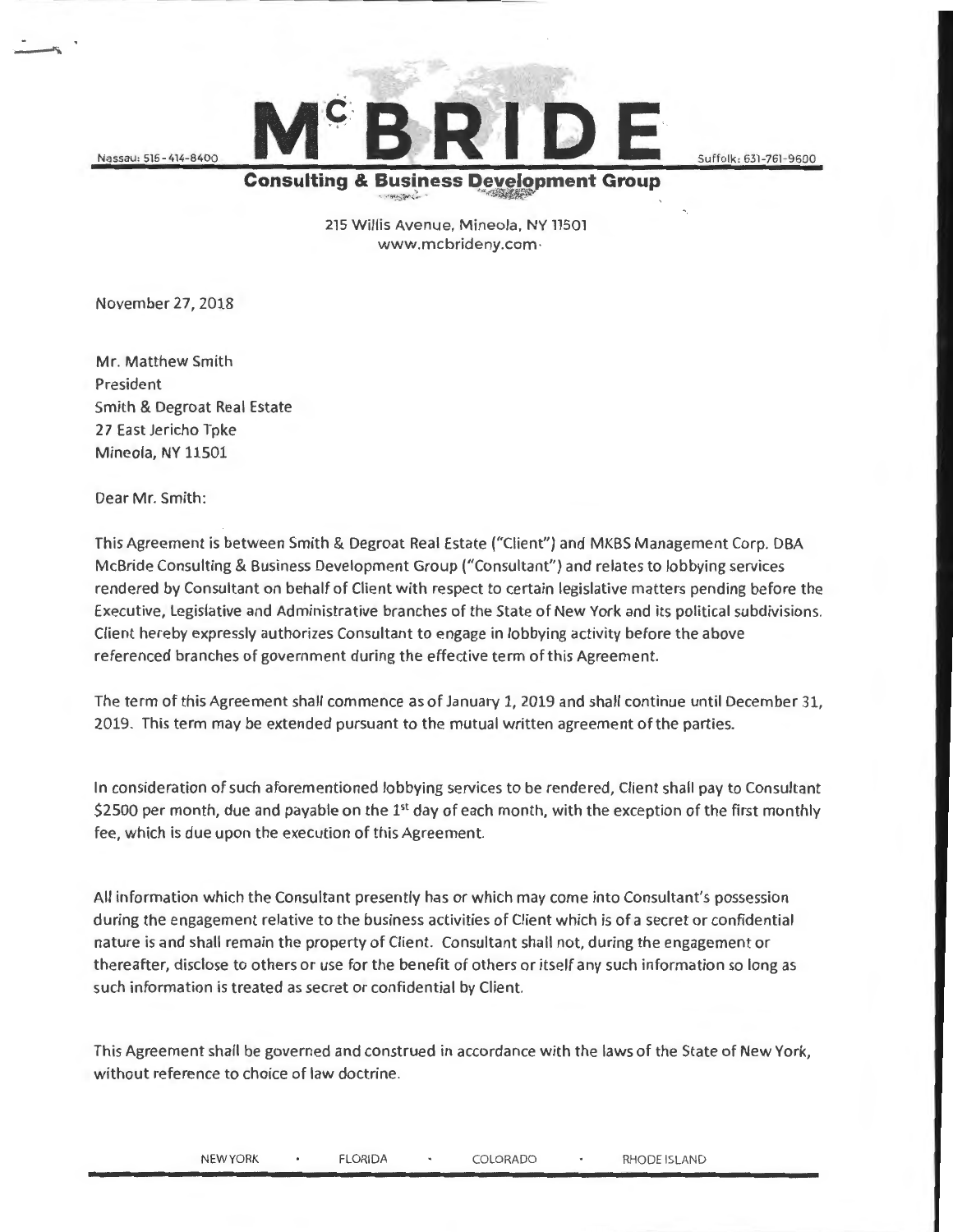Nassau: 516-414-8400

# McBRIDE

Suffolk: 631-761-9600

**Consulting & Business Development Group**

215 Willis Avenue, Mineola, NY 11501
www.mcbrideny.com

November 27, 2018

Mr. Matthew Smith
President
Smith & Degroat Real Estate
27 East Jericho Tpke
Mineola, NY 11501

Dear Mr. Smith:

This Agreement is between Smith & Degroat Real Estate ("Client") and MKBS Management Corp. DBA McBride Consulting & Business Development Group ("Consultant") and relates to lobbying services rendered by Consultant on behalf of Client with respect to certain legislative matters pending before the Executive, Legislative and Administrative branches of the State of New York and its political subdivisions. Client hereby expressly authorizes Consultant to engage in lobbying activity before the above referenced branches of government during the effective term of this Agreement.

The term of this Agreement shall commence as of January 1, 2019 and shall continue until December 31, 2019. This term may be extended pursuant to the mutual written agreement of the parties.

In consideration of such aforementioned lobbying services to be rendered, Client shall pay to Consultant $2500 per month, due and payable on the 1st day of each month, with the exception of the first monthly fee, which is due upon the execution of this Agreement.

All information which the Consultant presently has or which may come into Consultant's possession during the engagement relative to the business activities of Client which is of a secret or confidential nature is and shall remain the property of Client. Consultant shall not, during the engagement or thereafter, disclose to others or use for the benefit of others or itself any such information so long as such information is treated as secret or confidential by Client.

This Agreement shall be governed and construed in accordance with the laws of the State of New York, without reference to choice of law doctrine.

NEW YORK • FLORIDA • COLORADO • RHODE ISLAND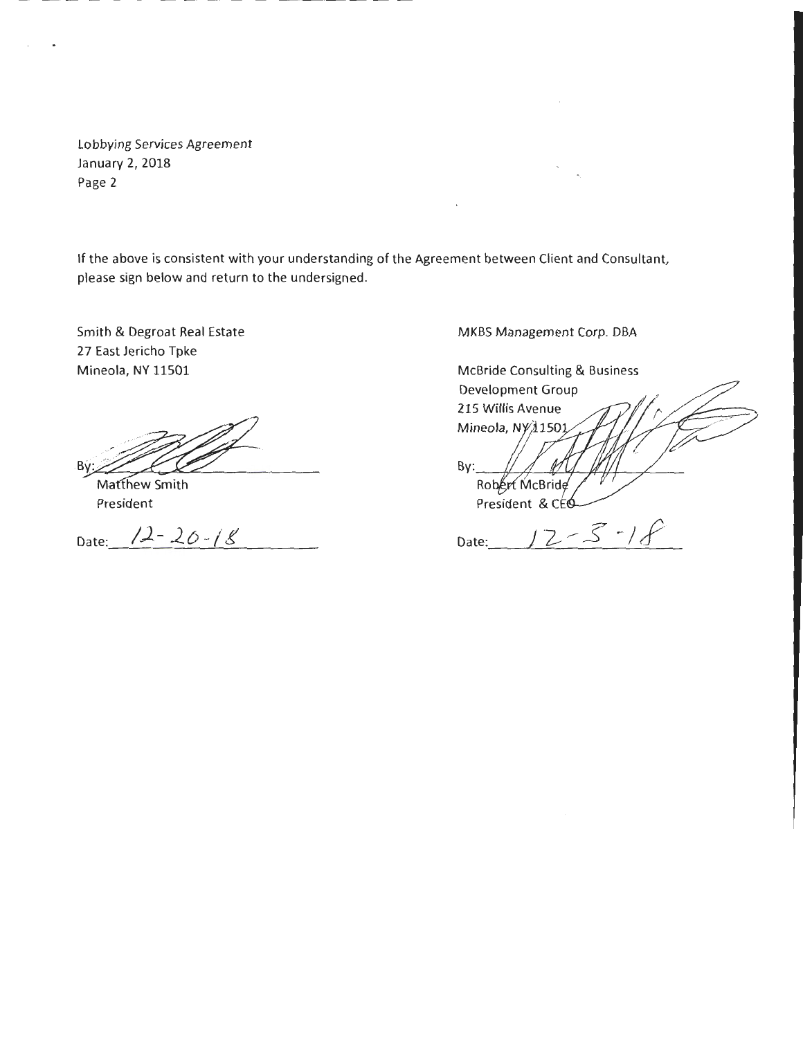Lobbying Services Agreement
January 2, 2018
Page 2

If the above is consistent with your understanding of the Agreement between Client and Consultant, please sign below and return to the undersigned.

Smith & Degroat Real Estate
27 East Jericho Tpke
Mineola, NY 11501

By:______________________
Matthew Smith
President

Date: 12-20-18

MKBS Management Corp. DBA

McBride Consulting & Business Development Group
215 Willis Avenue
Mineola, NY 11501

By:______________________
Robert McBride
President & CEO

Date: 12-3-18